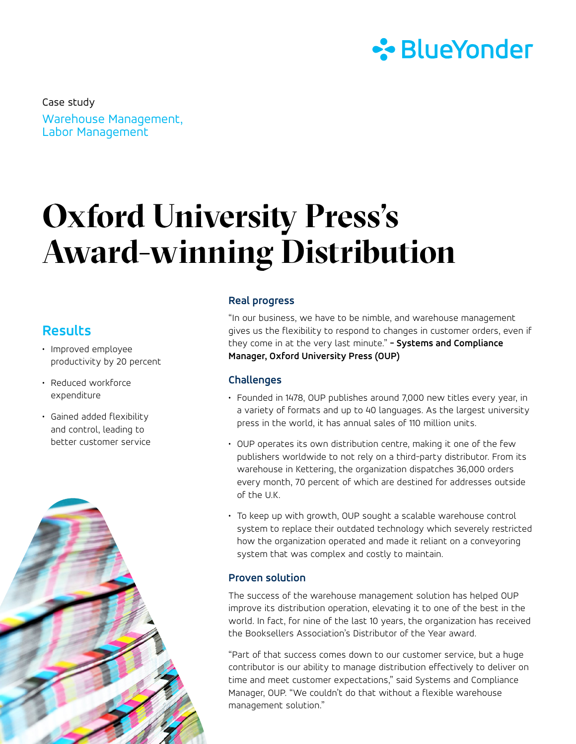Case study

Warehouse Management, Labor Management

# Oxford University Press's Award-winning Distribution

## Results

- Improved employee productivity by 20 percent
- Reduced workforce expenditure
- Gained added flexibility and control, leading to better customer service

### Real progress

"In our business, we have to be nimble, and warehouse management gives us the flexibility to respond to changes in customer orders, even if they come in at the very last minute." **– Systems and Compliance Manager, Oxford University Press (OUP)**

### Challenges

- Founded in 1478, OUP publishes around 7,000 new titles every year, in a variety of formats and up to 40 languages. As the largest university press in the world, it has annual sales of 110 million units.
- OUP operates its own distribution centre, making it one of the few publishers worldwide to not rely on a third-party distributor. From its warehouse in Kettering, the organization dispatches 36,000 orders every month, 70 percent of which are destined for addresses outside of the U.K.
- To keep up with growth, OUP sought a scalable warehouse control system to replace their outdated technology which severely restricted how the organization operated and made it reliant on a conveyoring system that was complex and costly to maintain.

### Proven solution

The success of the warehouse management solution has helped OUP improve its distribution operation, elevating it to one of the best in the world. In fact, for nine of the last 10 years, the organization has received the Booksellers Association's Distributor of the Year award.

"Part of that success comes down to our customer service, but a huge contributor is our ability to manage distribution effectively to deliver on time and meet customer expectations," said Systems and Compliance Manager, OUP. "We couldn't do that without a flexible warehouse management solution."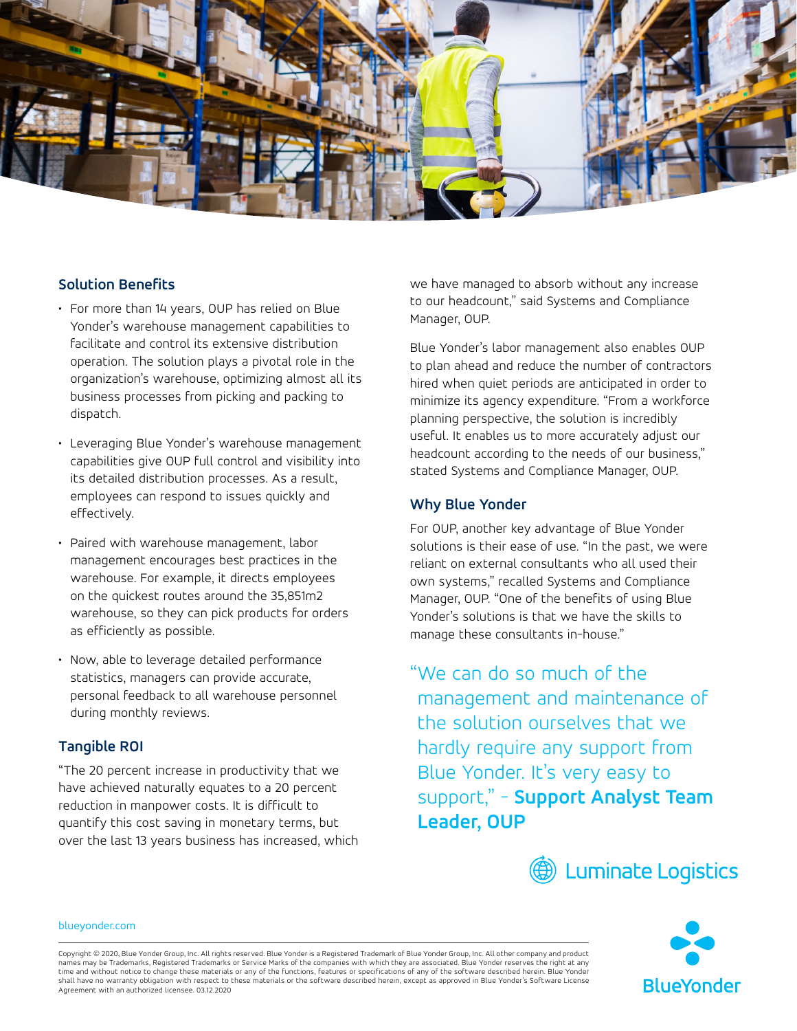## Solution Benefits

- For more than 14 years, OUP has relied on Blue Yonder's warehouse management capabilities to facilitate and control its extensive distribution operation. The solution plays a pivotal role in the organization's warehouse, optimizing almost all its business processes from picking and packing to dispatch.
- Leveraging Blue Yonder's warehouse management capabilities give OUP full control and visibility into its detailed distribution processes. As a result, employees can respond to issues quickly and effectively.
- Paired with warehouse management, labor management encourages best practices in the warehouse. For example, it directs employees on the quickest routes around the 35,851m2 warehouse, so they can pick products for orders as efficiently as possible.
- Now, able to leverage detailed performance statistics, managers can provide accurate, personal feedback to all warehouse personnel during monthly reviews.

## Tangible ROI

"The 20 percent increase in productivity that we have achieved naturally equates to a 20 percent reduction in manpower costs. It is difficult to quantify this cost saving in monetary terms, but over the last 13 years business has increased, which we have managed to absorb without any increase to our headcount," said Systems and Compliance Manager, OUP.

Blue Yonder's labor management also enables OUP to plan ahead and reduce the number of contractors hired when quiet periods are anticipated in order to minimize its agency expenditure. "From a workforce planning perspective, the solution is incredibly useful. It enables us to more accurately adjust our headcount according to the needs of our business," stated Systems and Compliance Manager, OUP.

## Why Blue Yonder

For OUP, another key advantage of Blue Yonder solutions is their ease of use. "In the past, we were reliant on external consultants who all used their own systems," recalled Systems and Compliance Manager, OUP. "One of the benefits of using Blue Yonder's solutions is that we have the skills to manage these consultants in-house."

"We can do so much of the management and maintenance of the solution ourselves that we hardly require any support from Blue Yonder. It's very easy to support," – **Support Analyst Team Leader, OUP**

Luminate Logistics

blueyonder.com

Copyright © 2020, Blue Yonder Group, Inc. All rights reserved. Blue Yonder is a Registered Trademark of Blue Yonder Group, Inc. All other company and product names may be Trademarks, Registered Trademarks or Service Marks of the companies with which they are associated. Blue Yonder reserves the right at any time and without notice to change these materials or any of the functions, features or specifications of any of the software described herein. Blue Yonder shall have no warranty obligation with respect to these materials or the software described herein, except as approved in Blue Yonder's Software License Agreement with an authorized licensee. 03.12.2020

BlueYonder